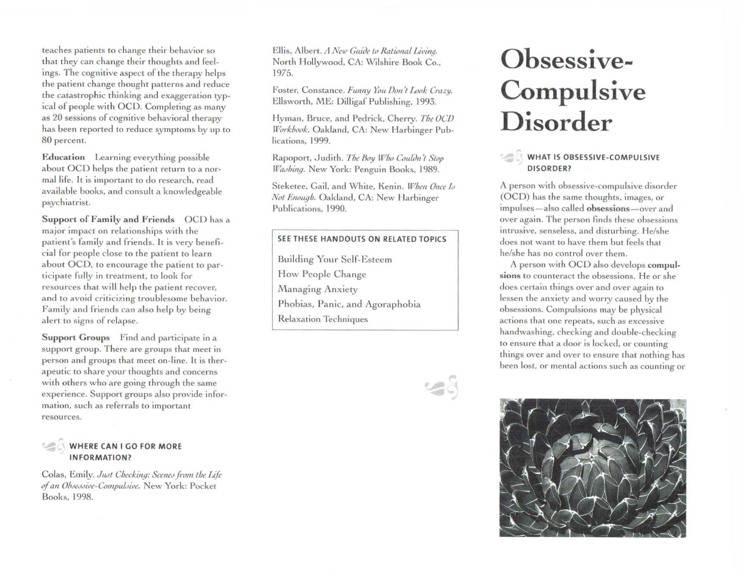teaches patients to change their behavior so that they can change their thoughts and feelings. The cognitive aspect of the therapy helps the patient change thought patterns and reduce the catastrophic thinking and exaggeration typical of people with OCD. Completing as many as 20 sessions of cognitive behavioral therapy has been reported to reduce symptoms by up to 80 percent.

**Education** Learning everything possible about OCD helps the patient return to a normal life. It is important to do research, read available books, and consult a knowledgeable psychiatrist.

**Support of Family and Friends** OCD has a major impact on relationships with the patient's family and friends. It is very beneficial for people close to the patient to learn about OCD, to encourage the patient to participate fully in treatment, to look for resources that will help the patient recover, and to avoid criticizing troublesome behavior. Family and friends can also help by being alert to signs of relapse.

**Support Groups** Find and participate in a support group. There are groups that meet in person and groups that meet on-line. It is therapeutic to share your thoughts and concerns with others who are going through the same experience. Support groups also provide information, such as referrals to important resources.

## WHERE CAN I GO FOR MORE INFORMATION?

Colas, Emily. *Just Checking: Scenes from the Life of an Obsessive-Compulsive.* New York: Pocket Books, 1998.

Ellis, Albert. *A New Guide to Rational Living.* North Hollywood, CA: Wilshire Book Co., 1975.

Foster, Constance. *Funny You Don't Look Crazy.* Ellsworth, ME: Dilligaf Publishing, 1993.

Hyman, Bruce, and Pedrick, Cherry. *The OCD Workbook.* Oakland, CA: New Harbinger Publications, 1999.

Rapoport, Judith. *The Boy Who Couldn't Stop Washing.* New York: Penguin Books, 1989.

Steketee, Gail, and White, Kenin. *When Once Is Not Enough.* Oakland, CA: New Harbinger Publications, 1990.

**SEE THESE HANDOUTS ON RELATED TOPICS**

- Building Your Self-Esteem
- How People Change
- Managing Anxiety
- Phobias, Panic, and Agoraphobia
- Relaxation Techniques

# Obsessive-Compulsive Disorder

## WHAT IS OBSESSIVE-COMPULSIVE DISORDER?

A person with obsessive-compulsive disorder (OCD) has the same thoughts, images, or impulses—also called **obsessions**—over and over again. The person finds these obsessions intrusive, senseless, and disturbing. He/she does not want to have them but feels that he/she has no control over them.

A person with OCD also develops **compulsions** to counteract the obsessions. He or she does certain things over and over again to lessen the anxiety and worry caused by the obsessions. Compulsions may be physical actions that one repeats, such as excessive handwashing, checking and double-checking to ensure that a door is locked, or counting things over and over to ensure that nothing has been lost, or mental actions such as counting or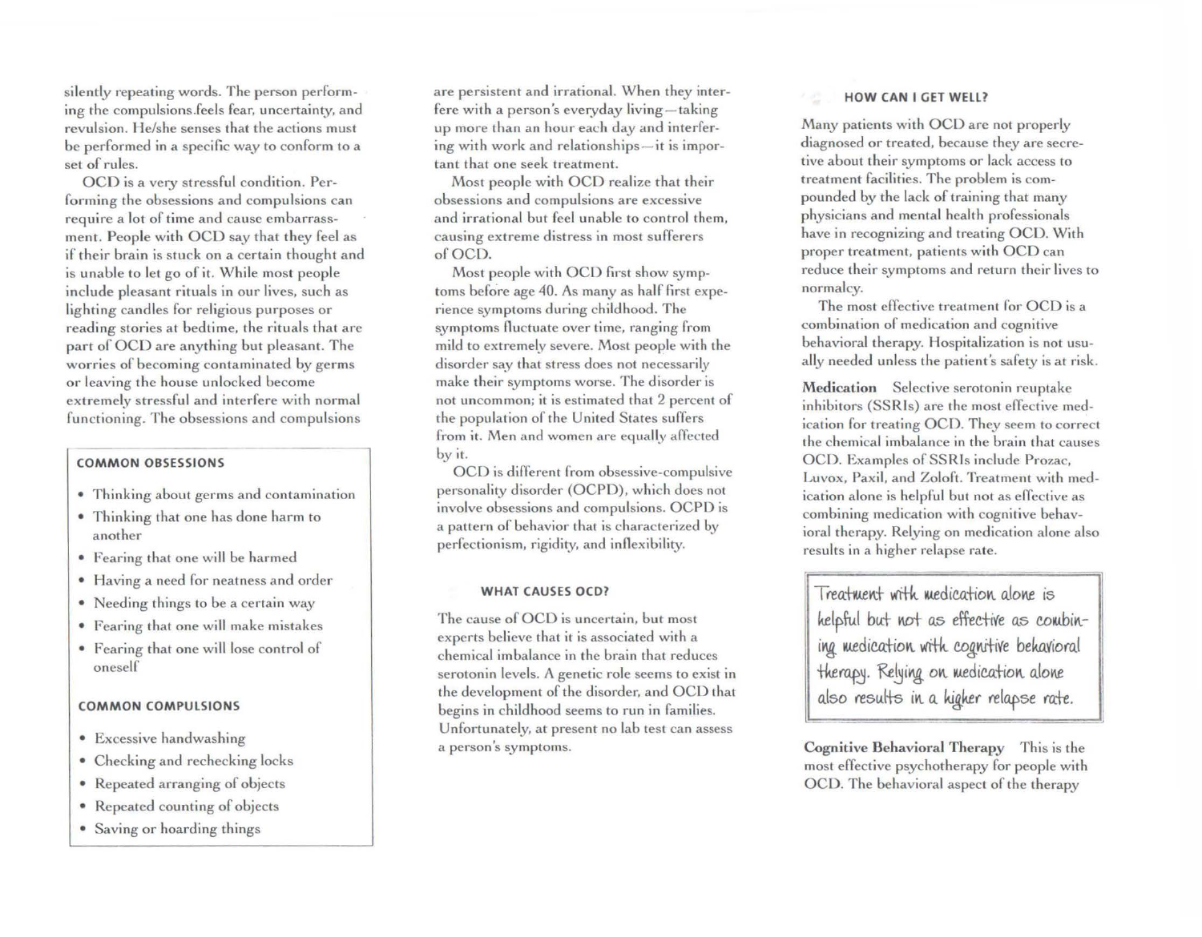silently repeating words. The person performing the compulsions feels fear, uncertainty, and revulsion. He/she senses that the actions must be performed in a specific way to conform to a set of rules.

OCD is a very stressful condition. Performing the obsessions and compulsions can require a lot of time and cause embarrassment. People with OCD say that they feel as if their brain is stuck on a certain thought and is unable to let go of it. While most people include pleasant rituals in our lives, such as lighting candles for religious purposes or reading stories at bedtime, the rituals that are part of OCD are anything but pleasant. The worries of becoming contaminated by germs or leaving the house unlocked become extremely stressful and interfere with normal functioning. The obsessions and compulsions

**COMMON OBSESSIONS**

- Thinking about germs and contamination
- Thinking that one has done harm to another
- Fearing that one will be harmed
- Having a need for neatness and order
- Needing things to be a certain way
- Fearing that one will make mistakes
- Fearing that one will lose control of oneself

**COMMON COMPULSIONS**

- Excessive handwashing
- Checking and rechecking locks
- Repeated arranging of objects
- Repeated counting of objects
- Saving or hoarding things

are persistent and irrational. When they interfere with a person's everyday living—taking up more than an hour each day and interfering with work and relationships—it is important that one seek treatment.

Most people with OCD realize that their obsessions and compulsions are excessive and irrational but feel unable to control them, causing extreme distress in most sufferers of OCD.

Most people with OCD first show symptoms before age 40. As many as half first experience symptoms during childhood. The symptoms fluctuate over time, ranging from mild to extremely severe. Most people with the disorder say that stress does not necessarily make their symptoms worse. The disorder is not uncommon; it is estimated that 2 percent of the population of the United States suffers from it. Men and women are equally affected by it.

OCD is different from obsessive-compulsive personality disorder (OCPD), which does not involve obsessions and compulsions. OCPD is a pattern of behavior that is characterized by perfectionism, rigidity, and inflexibility.

## WHAT CAUSES OCD?

The cause of OCD is uncertain, but most experts believe that it is associated with a chemical imbalance in the brain that reduces serotonin levels. A genetic role seems to exist in the development of the disorder, and OCD that begins in childhood seems to run in families. Unfortunately, at present no lab test can assess a person's symptoms.

## HOW CAN I GET WELL?

Many patients with OCD are not properly diagnosed or treated, because they are secretive about their symptoms or lack access to treatment facilities. The problem is compounded by the lack of training that many physicians and mental health professionals have in recognizing and treating OCD. With proper treatment, patients with OCD can reduce their symptoms and return their lives to normalcy.

The most effective treatment for OCD is a combination of medication and cognitive behavioral therapy. Hospitalization is not usually needed unless the patient's safety is at risk.

**Medication** Selective serotonin reuptake inhibitors (SSRIs) are the most effective medication for treating OCD. They seem to correct the chemical imbalance in the brain that causes OCD. Examples of SSRIs include Prozac, Luvox, Paxil, and Zoloft. Treatment with medication alone is helpful but not as effective as combining medication with cognitive behavioral therapy. Relying on medication alone also results in a higher relapse rate.

> Treatment with medication alone is helpful but not as effective as combining medication with cognitive behavioral therapy. Relying on medication alone also results in a higher relapse rate.

**Cognitive Behavioral Therapy** This is the most effective psychotherapy for people with OCD. The behavioral aspect of the therapy